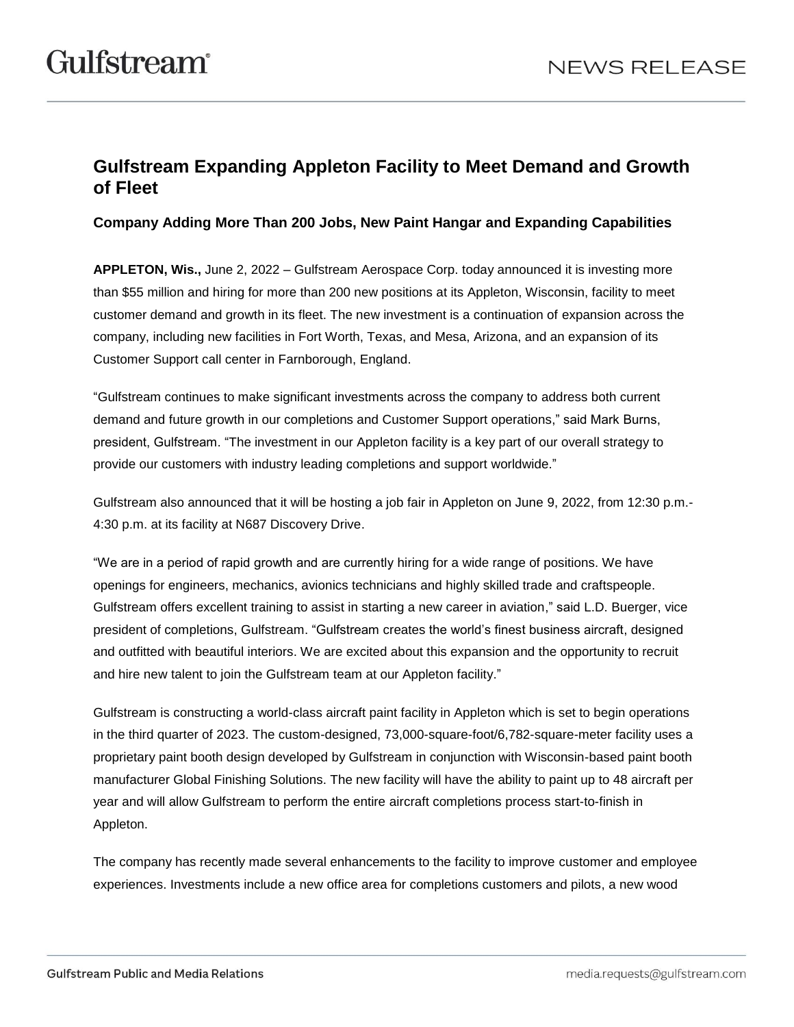# Gulfstream Expanding Appleton Facility to Meet Demand and Growth of Fleet

## Company Adding More Than 200 Jobs, New Paint Hangar and Expanding Capabilities

**APPLETON, Wis.,** June 2, 2022 – Gulfstream Aerospace Corp. today announced it is investing more than $55 million and hiring for more than 200 new positions at its Appleton, Wisconsin, facility to meet customer demand and growth in its fleet. The new investment is a continuation of expansion across the company, including new facilities in Fort Worth, Texas, and Mesa, Arizona, and an expansion of its Customer Support call center in Farnborough, England.

"Gulfstream continues to make significant investments across the company to address both current demand and future growth in our completions and Customer Support operations," said Mark Burns, president, Gulfstream. "The investment in our Appleton facility is a key part of our overall strategy to provide our customers with industry leading completions and support worldwide."

Gulfstream also announced that it will be hosting a job fair in Appleton on June 9, 2022, from 12:30 p.m.-4:30 p.m. at its facility at N687 Discovery Drive.

"We are in a period of rapid growth and are currently hiring for a wide range of positions. We have openings for engineers, mechanics, avionics technicians and highly skilled trade and craftspeople. Gulfstream offers excellent training to assist in starting a new career in aviation," said L.D. Buerger, vice president of completions, Gulfstream. "Gulfstream creates the world's finest business aircraft, designed and outfitted with beautiful interiors. We are excited about this expansion and the opportunity to recruit and hire new talent to join the Gulfstream team at our Appleton facility."

Gulfstream is constructing a world-class aircraft paint facility in Appleton which is set to begin operations in the third quarter of 2023. The custom-designed, 73,000-square-foot/6,782-square-meter facility uses a proprietary paint booth design developed by Gulfstream in conjunction with Wisconsin-based paint booth manufacturer Global Finishing Solutions. The new facility will have the ability to paint up to 48 aircraft per year and will allow Gulfstream to perform the entire aircraft completions process start-to-finish in Appleton.

The company has recently made several enhancements to the facility to improve customer and employee experiences. Investments include a new office area for completions customers and pilots, a new wood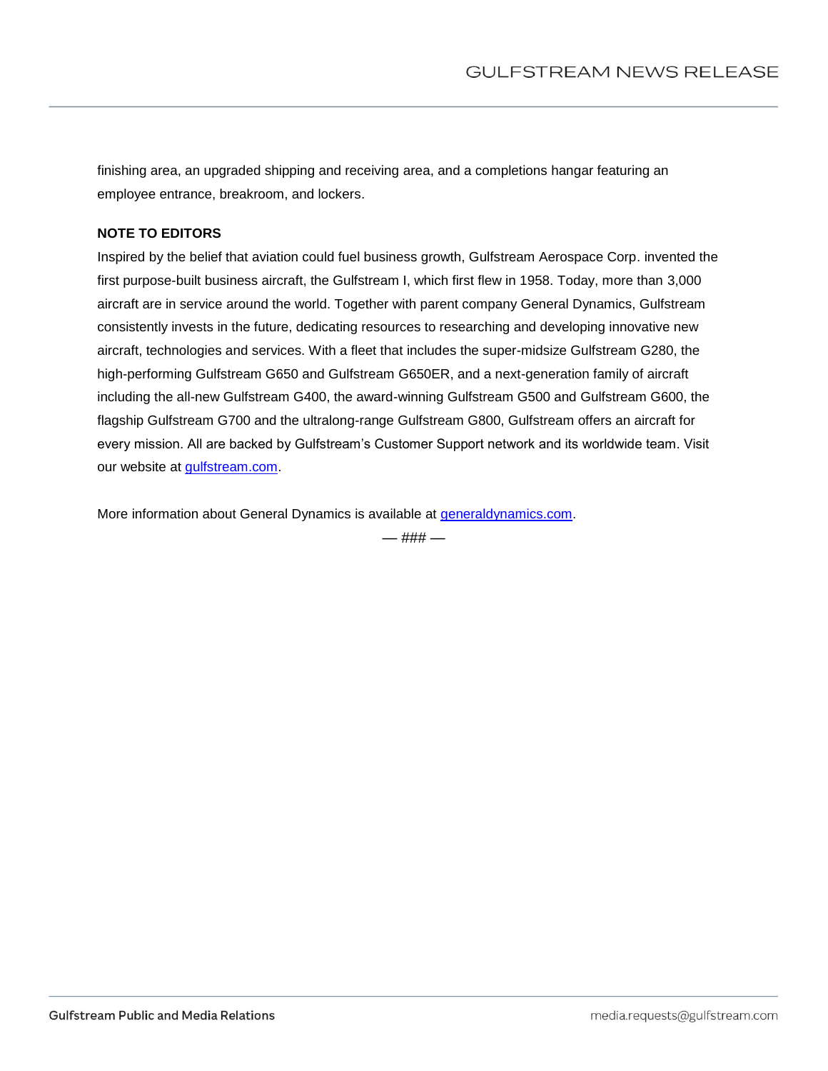finishing area, an upgraded shipping and receiving area, and a completions hangar featuring an employee entrance, breakroom, and lockers.

**NOTE TO EDITORS**

Inspired by the belief that aviation could fuel business growth, Gulfstream Aerospace Corp. invented the first purpose-built business aircraft, the Gulfstream I, which first flew in 1958. Today, more than 3,000 aircraft are in service around the world. Together with parent company General Dynamics, Gulfstream consistently invests in the future, dedicating resources to researching and developing innovative new aircraft, technologies and services. With a fleet that includes the super-midsize Gulfstream G280, the high-performing Gulfstream G650 and Gulfstream G650ER, and a next-generation family of aircraft including the all-new Gulfstream G400, the award-winning Gulfstream G500 and Gulfstream G600, the flagship Gulfstream G700 and the ultralong-range Gulfstream G800, Gulfstream offers an aircraft for every mission. All are backed by Gulfstream's Customer Support network and its worldwide team. Visit our website at [gulfstream.com](gulfstream.com).

More information about General Dynamics is available at [generaldynamics.com](generaldynamics.com).

— ### —